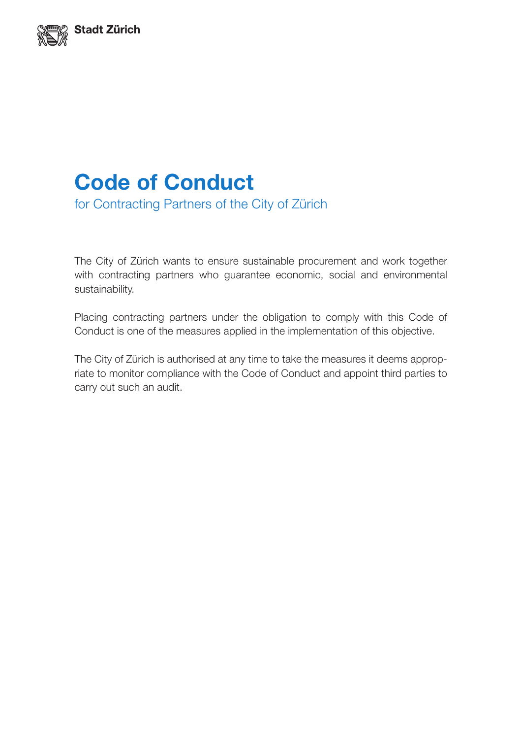Stadt Zürich

# Code of Conduct

for Contracting Partners of the City of Zürich

The City of Zürich wants to ensure sustainable procurement and work together with contracting partners who guarantee economic, social and environmental sustainability.

Placing contracting partners under the obligation to comply with this Code of Conduct is one of the measures applied in the implementation of this objective.

The City of Zürich is authorised at any time to take the measures it deems appropriate to monitor compliance with the Code of Conduct and appoint third parties to carry out such an audit.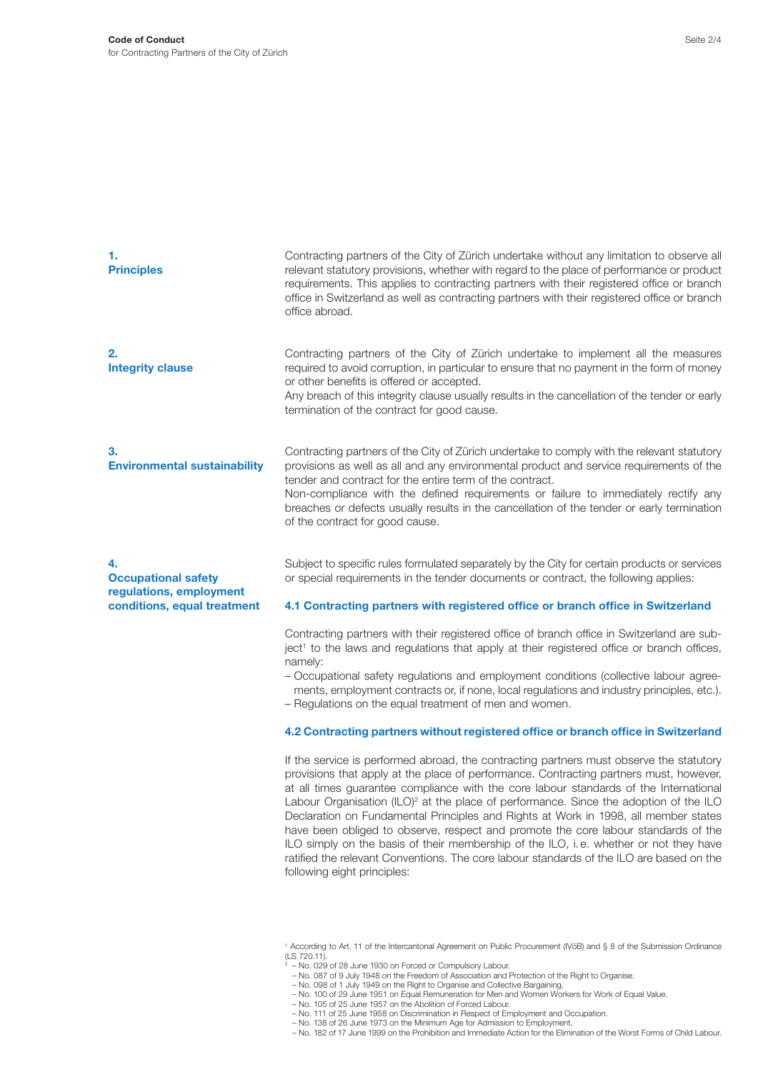## 1. Principles

Contracting partners of the City of Zürich undertake without any limitation to observe all relevant statutory provisions, whether with regard to the place of performance or product requirements. This applies to contracting partners with their registered office or branch office in Switzerland as well as contracting partners with their registered office or branch office abroad.

## 2. Integrity clause

Contracting partners of the City of Zürich undertake to implement all the measures required to avoid corruption, in particular to ensure that no payment in the form of money or other benefits is offered or accepted.
Any breach of this integrity clause usually results in the cancellation of the tender or early termination of the contract for good cause.

## 3. Environmental sustainability

Contracting partners of the City of Zürich undertake to comply with the relevant statutory provisions as well as all and any environmental product and service requirements of the tender and contract for the entire term of the contract.
Non-compliance with the defined requirements or failure to immediately rectify any breaches or defects usually results in the cancellation of the tender or early termination of the contract for good cause.

## 4. Occupational safety regulations, employment conditions, equal treatment

Subject to specific rules formulated separately by the City for certain products or services or special requirements in the tender documents or contract, the following applies:

### 4.1 Contracting partners with registered office or branch office in Switzerland

Contracting partners with their registered office of branch office in Switzerland are subject[1] to the laws and regulations that apply at their registered office or branch offices, namely:

- Occupational safety regulations and employment conditions (collective labour agreements, employment contracts or, if none, local regulations and industry principles, etc.).
- Regulations on the equal treatment of men and women.

### 4.2 Contracting partners without registered office or branch office in Switzerland

If the service is performed abroad, the contracting partners must observe the statutory provisions that apply at the place of performance. Contracting partners must, however, at all times guarantee compliance with the core labour standards of the International Labour Organisation (ILO)[2] at the place of performance. Since the adoption of the ILO Declaration on Fundamental Principles and Rights at Work in 1998, all member states have been obliged to observe, respect and promote the core labour standards of the ILO simply on the basis of their membership of the ILO, i. e. whether or not they have ratified the relevant Conventions. The core labour standards of the ILO are based on the following eight principles:

---

[1] According to Art. 11 of the Intercantonal Agreement on Public Procurement (IVöB) and § 8 of the Submission Ordinance (LS 720.11).

[2]
- No. 029 of 28 June 1930 on Forced or Compulsory Labour.
- No. 087 of 9 July 1948 on the Freedom of Association and Protection of the Right to Organise.
- No. 098 of 1 July 1949 on the Right to Organise and Collective Bargaining.
- No. 100 of 29 June 1951 on Equal Remuneration for Men and Women Workers for Work of Equal Value.
- No. 105 of 25 June 1957 on the Abolition of Forced Labour.
- No. 111 of 25 June 1958 on Discrimination in Respect of Employment and Occupation.
- No. 138 of 26 June 1973 on the Minimum Age for Admission to Employment.
- No. 182 of 17 June 1999 on the Prohibition and Immediate Action for the Elimination of the Worst Forms of Child Labour.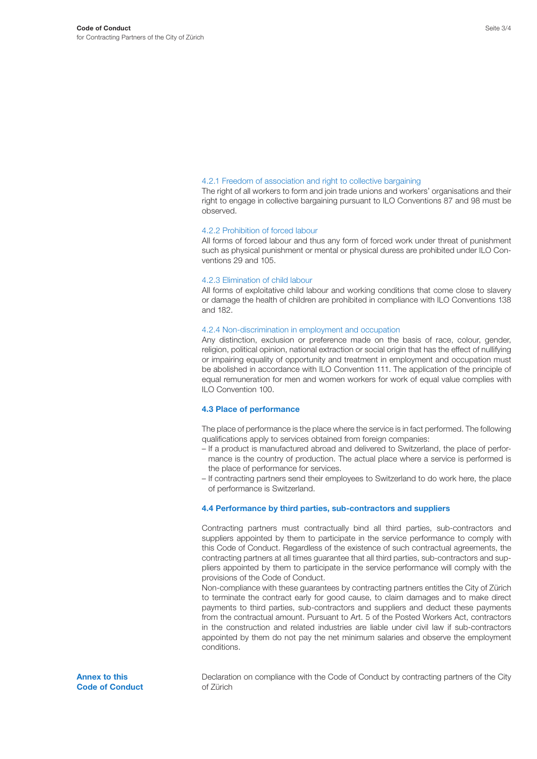#### 4.2.1 Freedom of association and right to collective bargaining

The right of all workers to form and join trade unions and workers' organisations and their right to engage in collective bargaining pursuant to ILO Conventions 87 and 98 must be observed.

#### 4.2.2 Prohibition of forced labour

All forms of forced labour and thus any form of forced work under threat of punishment such as physical punishment or mental or physical duress are prohibited under ILO Conventions 29 and 105.

#### 4.2.3 Elimination of child labour

All forms of exploitative child labour and working conditions that come close to slavery or damage the health of children are prohibited in compliance with ILO Conventions 138 and 182.

#### 4.2.4 Non-discrimination in employment and occupation

Any distinction, exclusion or preference made on the basis of race, colour, gender, religion, political opinion, national extraction or social origin that has the effect of nullifying or impairing equality of opportunity and treatment in employment and occupation must be abolished in accordance with ILO Convention 111. The application of the principle of equal remuneration for men and women workers for work of equal value complies with ILO Convention 100.

### 4.3 Place of performance

The place of performance is the place where the service is in fact performed. The following qualifications apply to services obtained from foreign companies:

- If a product is manufactured abroad and delivered to Switzerland, the place of performance is the country of production. The actual place where a service is performed is the place of performance for services.
- If contracting partners send their employees to Switzerland to do work here, the place of performance is Switzerland.

### 4.4 Performance by third parties, sub-contractors and suppliers

Contracting partners must contractually bind all third parties, sub-contractors and suppliers appointed by them to participate in the service performance to comply with this Code of Conduct. Regardless of the existence of such contractual agreements, the contracting partners at all times guarantee that all third parties, sub-contractors and suppliers appointed by them to participate in the service performance will comply with the provisions of the Code of Conduct.

Non-compliance with these guarantees by contracting partners entitles the City of Zürich to terminate the contract early for good cause, to claim damages and to make direct payments to third parties, sub-contractors and suppliers and deduct these payments from the contractual amount. Pursuant to Art. 5 of the Posted Workers Act, contractors in the construction and related industries are liable under civil law if sub-contractors appointed by them do not pay the net minimum salaries and observe the employment conditions.

## Annex to this Code of Conduct

Declaration on compliance with the Code of Conduct by contracting partners of the City of Zürich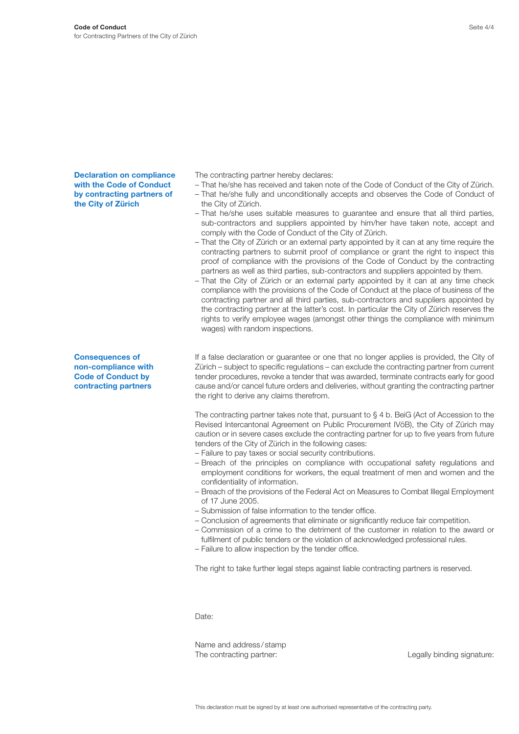## Declaration on compliance with the Code of Conduct by contracting partners of the City of Zürich

The contracting partner hereby declares:

- That he/she has received and taken note of the Code of Conduct of the City of Zürich.
- That he/she fully and unconditionally accepts and observes the Code of Conduct of the City of Zürich.
- That he/she uses suitable measures to guarantee and ensure that all third parties, sub-contractors and suppliers appointed by him/her have taken note, accept and comply with the Code of Conduct of the City of Zürich.
- That the City of Zürich or an external party appointed by it can at any time require the contracting partners to submit proof of compliance or grant the right to inspect this proof of compliance with the provisions of the Code of Conduct by the contracting partners as well as third parties, sub-contractors and suppliers appointed by them.
- That the City of Zürich or an external party appointed by it can at any time check compliance with the provisions of the Code of Conduct at the place of business of the contracting partner and all third parties, sub-contractors and suppliers appointed by the contracting partner at the latter's cost. In particular the City of Zürich reserves the rights to verify employee wages (amongst other things the compliance with minimum wages) with random inspections.

## Consequences of non-compliance with Code of Conduct by contracting partners

If a false declaration or guarantee or one that no longer applies is provided, the City of Zürich – subject to specific regulations – can exclude the contracting partner from current tender procedures, revoke a tender that was awarded, terminate contracts early for good cause and/or cancel future orders and deliveries, without granting the contracting partner the right to derive any claims therefrom.

The contracting partner takes note that, pursuant to § 4 b. BeiG (Act of Accession to the Revised Intercantonal Agreement on Public Procurement IVöB), the City of Zürich may caution or in severe cases exclude the contracting partner for up to five years from future tenders of the City of Zürich in the following cases:

- Failure to pay taxes or social security contributions.
- Breach of the principles on compliance with occupational safety regulations and employment conditions for workers, the equal treatment of men and women and the confidentiality of information.
- Breach of the provisions of the Federal Act on Measures to Combat Illegal Employment of 17 June 2005.
- Submission of false information to the tender office.
- Conclusion of agreements that eliminate or significantly reduce fair competition.
- Commission of a crime to the detriment of the customer in relation to the award or fulfilment of public tenders or the violation of acknowledged professional rules.
- Failure to allow inspection by the tender office.

The right to take further legal steps against liable contracting partners is reserved.

Date:

Name and address/stamp
The contracting partner:

Legally binding signature:

This declaration must be signed by at least one authorised representative of the contracting party.